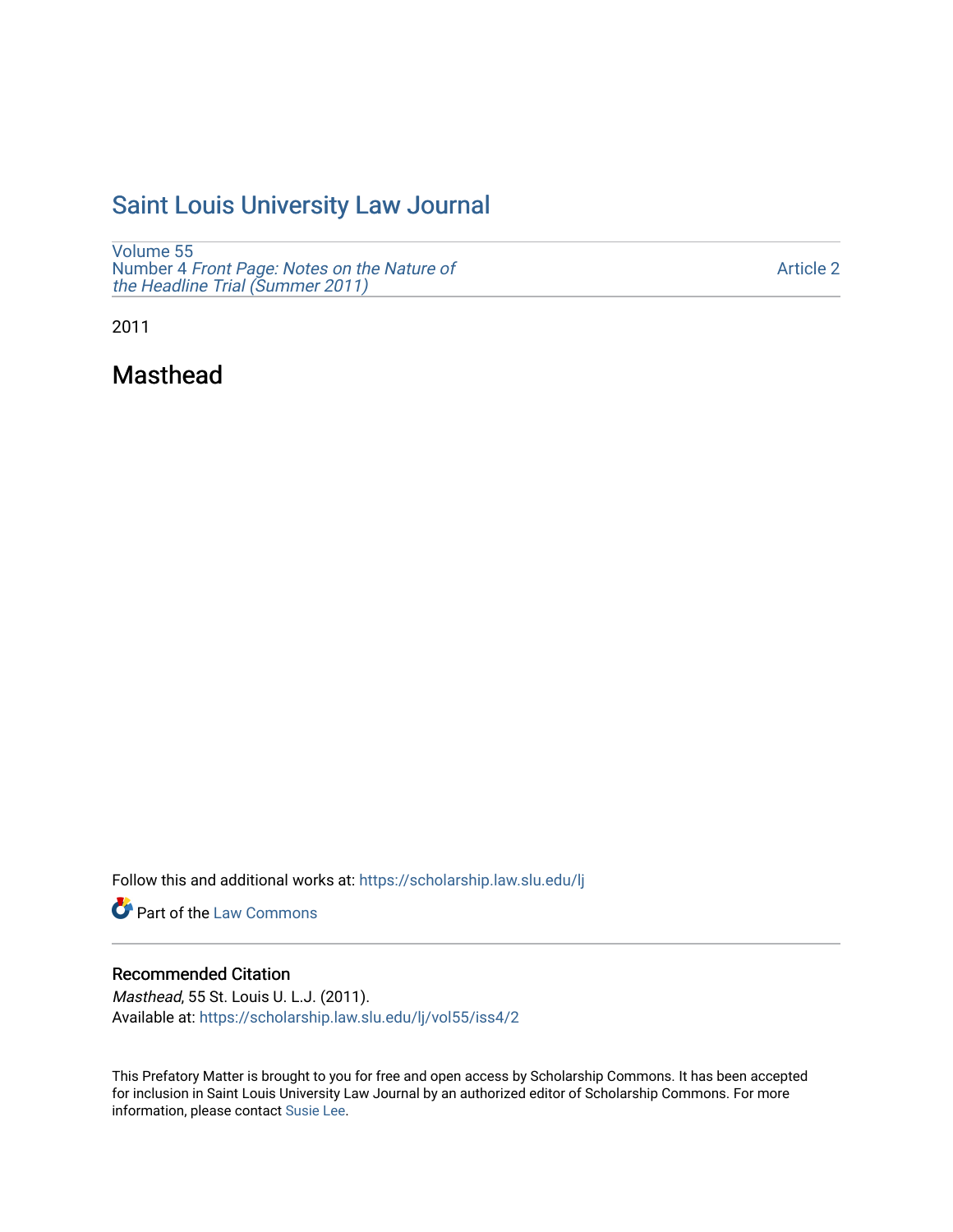# Saint Louis University Law Journal

Volume 55
Number 4 *Front Page: Notes on the Nature of the Headline Trial (Summer 2011)*

Article 2

2011

## Masthead

Follow this and additional works at: https://scholarship.law.slu.edu/lj

Part of the Law Commons

### Recommended Citation

*Masthead*, 55 St. Louis U. L.J. (2011).
Available at: https://scholarship.law.slu.edu/lj/vol55/iss4/2

This Prefatory Matter is brought to you for free and open access by Scholarship Commons. It has been accepted for inclusion in Saint Louis University Law Journal by an authorized editor of Scholarship Commons. For more information, please contact Susie Lee.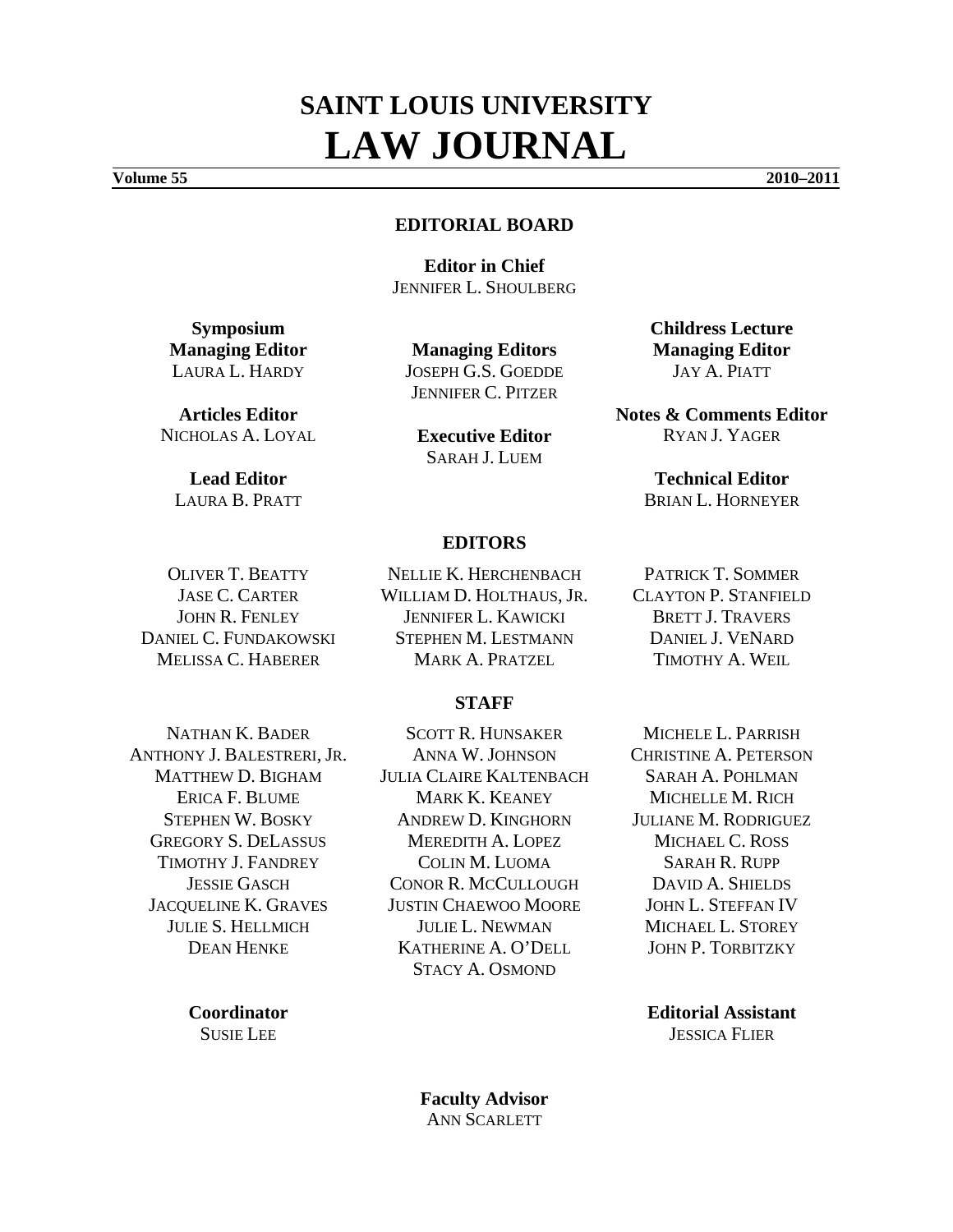# SAINT LOUIS UNIVERSITY
# LAW JOURNAL

**Volume 55** **2010–2011**

## EDITORIAL BOARD

**Editor in Chief**
JENNIFER L. SHOULBERG

**Symposium Managing Editor**
LAURA L. HARDY

**Managing Editors**
JOSEPH G.S. GOEDDE
JENNIFER C. PITZER

**Childress Lecture Managing Editor**
JAY A. PIATT

**Articles Editor**
NICHOLAS A. LOYAL

**Executive Editor**
SARAH J. LUEM

**Notes & Comments Editor**
RYAN J. YAGER

**Lead Editor**
LAURA B. PRATT

**Technical Editor**
BRIAN L. HORNEYER

## EDITORS

OLIVER T. BEATTY
JASE C. CARTER
JOHN R. FENLEY
DANIEL C. FUNDAKOWSKI
MELISSA C. HABERER
NELLIE K. HERCHENBACH
WILLIAM D. HOLTHAUS, JR.
JENNIFER L. KAWICKI
STEPHEN M. LESTMANN
MARK A. PRATZEL
PATRICK T. SOMMER
CLAYTON P. STANFIELD
BRETT J. TRAVERS
DANIEL J. VENARD
TIMOTHY A. WEIL

## STAFF

NATHAN K. BADER
ANTHONY J. BALESTRERI, JR.
MATTHEW D. BIGHAM
ERICA F. BLUME
STEPHEN W. BOSKY
GREGORY S. DELASSUS
TIMOTHY J. FANDREY
JESSIE GASCH
JACQUELINE K. GRAVES
JULIE S. HELLMICH
DEAN HENKE
SCOTT R. HUNSAKER
ANNA W. JOHNSON
JULIA CLAIRE KALTENBACH
MARK K. KEANEY
ANDREW D. KINGHORN
MEREDITH A. LOPEZ
COLIN M. LUOMA
CONOR R. MCCULLOUGH
JUSTIN CHAEWOO MOORE
JULIE L. NEWMAN
KATHERINE A. O'DELL
STACY A. OSMOND
MICHELE L. PARRISH
CHRISTINE A. PETERSON
SARAH A. POHLMAN
MICHELLE M. RICH
JULIANE M. RODRIGUEZ
MICHAEL C. ROSS
SARAH R. RUPP
DAVID A. SHIELDS
JOHN L. STEFFAN IV
MICHAEL L. STOREY
JOHN P. TORBITZKY

**Coordinator**
SUSIE LEE

**Editorial Assistant**
JESSICA FLIER

**Faculty Advisor**
ANN SCARLETT